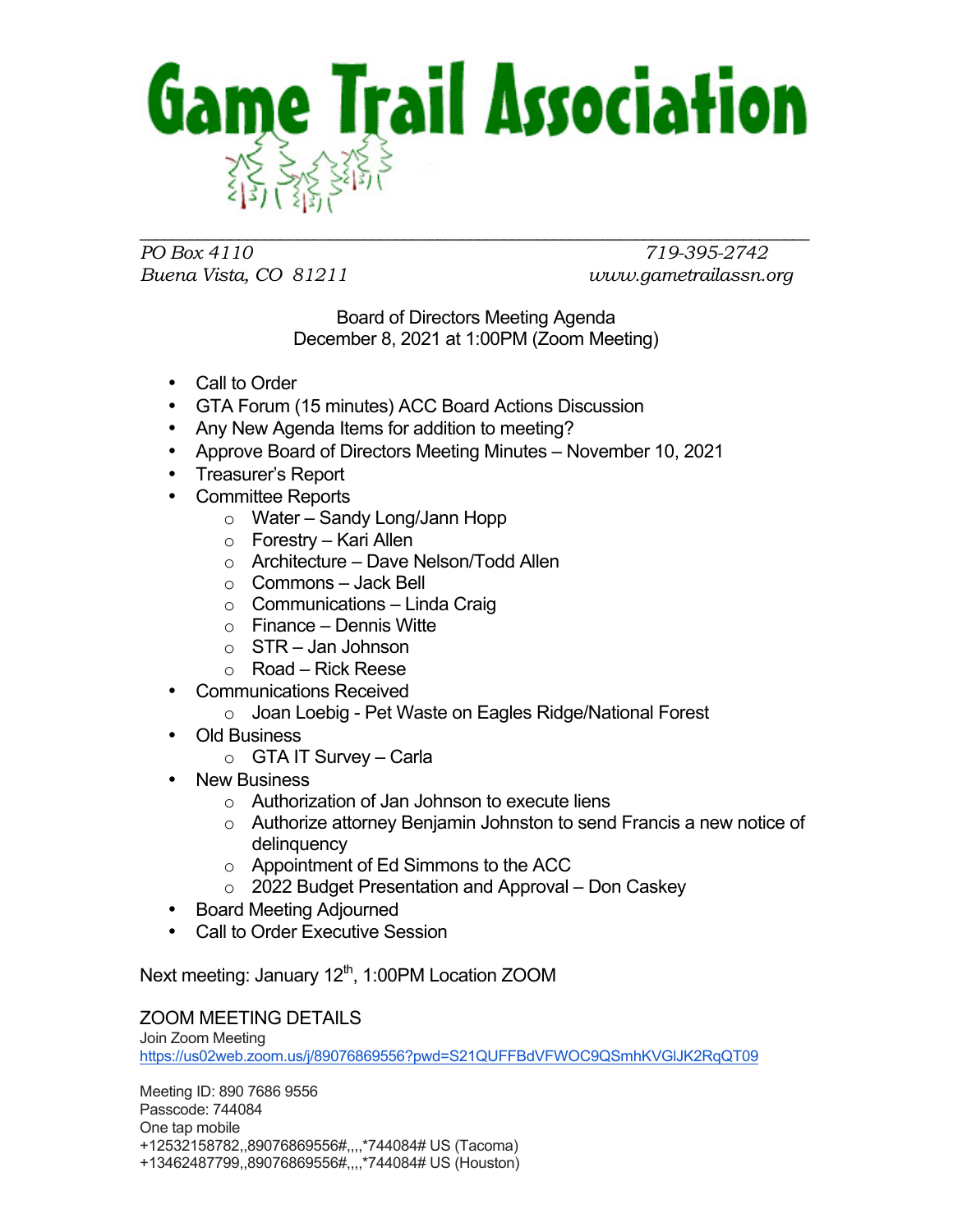# Game Trail Association

*PO Box 4110*
*Buena Vista, CO 81211*

*719-395-2742*
*www.gametrailassn.org*

Board of Directors Meeting Agenda
December 8, 2021 at 1:00PM (Zoom Meeting)

- Call to Order
- GTA Forum (15 minutes) ACC Board Actions Discussion
- Any New Agenda Items for addition to meeting?
- Approve Board of Directors Meeting Minutes – November 10, 2021
- Treasurer's Report
- Committee Reports
    - Water – Sandy Long/Jann Hopp
    - Forestry – Kari Allen
    - Architecture – Dave Nelson/Todd Allen
    - Commons – Jack Bell
    - Communications – Linda Craig
    - Finance – Dennis Witte
    - STR – Jan Johnson
    - Road – Rick Reese
- Communications Received
    - Joan Loebig - Pet Waste on Eagles Ridge/National Forest
- Old Business
    - GTA IT Survey – Carla
- New Business
    - Authorization of Jan Johnson to execute liens
    - Authorize attorney Benjamin Johnston to send Francis a new notice of delinquency
    - Appointment of Ed Simmons to the ACC
    - 2022 Budget Presentation and Approval – Don Caskey
- Board Meeting Adjourned
- Call to Order Executive Session

Next meeting: January 12th, 1:00PM Location ZOOM

## ZOOM MEETING DETAILS

Join Zoom Meeting
https://us02web.zoom.us/j/89076869556?pwd=S21QUFFBdVFWOC9QSmhKVGlJK2RqQT09

Meeting ID: 890 7686 9556
Passcode: 744084
One tap mobile
+12532158782,,89076869556#,,,,*744084# US (Tacoma)
+13462487799,,89076869556#,,,,*744084# US (Houston)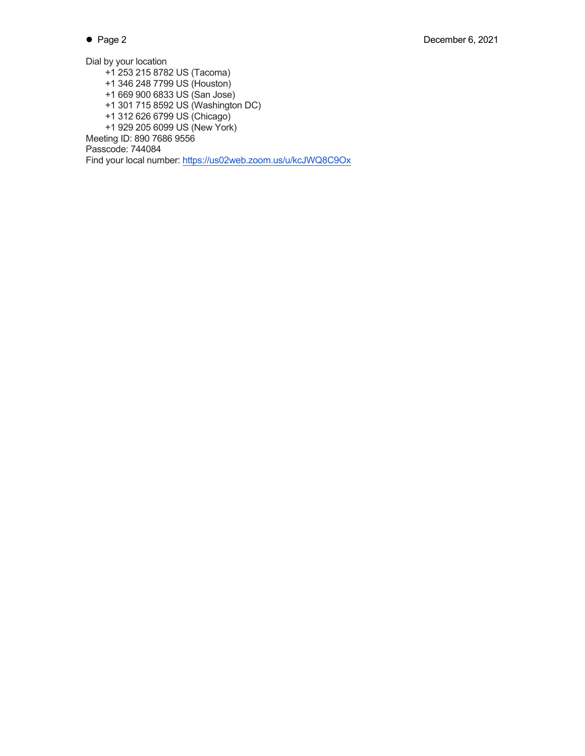Dial by your location

- +1 253 215 8782 US (Tacoma)
- +1 346 248 7799 US (Houston)
- +1 669 900 6833 US (San Jose)
- +1 301 715 8592 US (Washington DC)
- +1 312 626 6799 US (Chicago)
- +1 929 205 6099 US (New York)

Meeting ID: 890 7686 9556
Passcode: 744084
Find your local number: https://us02web.zoom.us/u/kcJWQ8C9Ox